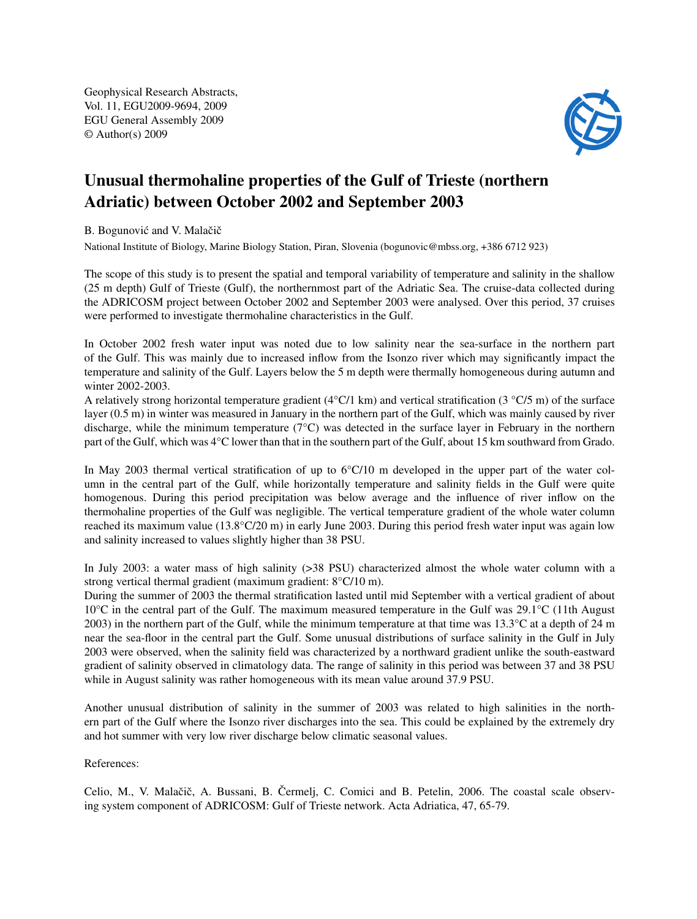Geophysical Research Abstracts,
Vol. 11, EGU2009-9694, 2009
EGU General Assembly 2009
© Author(s) 2009

# Unusual thermohaline properties of the Gulf of Trieste (northern Adriatic) between October 2002 and September 2003

B. Bogunović and V. Malačič

National Institute of Biology, Marine Biology Station, Piran, Slovenia (bogunovic@mbss.org, +386 6712 923)

The scope of this study is to present the spatial and temporal variability of temperature and salinity in the shallow (25 m depth) Gulf of Trieste (Gulf), the northernmost part of the Adriatic Sea. The cruise-data collected during the ADRICOSM project between October 2002 and September 2003 were analysed. Over this period, 37 cruises were performed to investigate thermohaline characteristics in the Gulf.

In October 2002 fresh water input was noted due to low salinity near the sea-surface in the northern part of the Gulf. This was mainly due to increased inflow from the Isonzo river which may significantly impact the temperature and salinity of the Gulf. Layers below the 5 m depth were thermally homogeneous during autumn and winter 2002-2003.

A relatively strong horizontal temperature gradient (4°C/1 km) and vertical stratification (3 °C/5 m) of the surface layer (0.5 m) in winter was measured in January in the northern part of the Gulf, which was mainly caused by river discharge, while the minimum temperature (7°C) was detected in the surface layer in February in the northern part of the Gulf, which was 4°C lower than that in the southern part of the Gulf, about 15 km southward from Grado.

In May 2003 thermal vertical stratification of up to 6°C/10 m developed in the upper part of the water column in the central part of the Gulf, while horizontally temperature and salinity fields in the Gulf were quite homogenous. During this period precipitation was below average and the influence of river inflow on the thermohaline properties of the Gulf was negligible. The vertical temperature gradient of the whole water column reached its maximum value (13.8°C/20 m) in early June 2003. During this period fresh water input was again low and salinity increased to values slightly higher than 38 PSU.

In July 2003: a water mass of high salinity (>38 PSU) characterized almost the whole water column with a strong vertical thermal gradient (maximum gradient: 8°C/10 m).

During the summer of 2003 the thermal stratification lasted until mid September with a vertical gradient of about 10°C in the central part of the Gulf. The maximum measured temperature in the Gulf was 29.1°C (11th August 2003) in the northern part of the Gulf, while the minimum temperature at that time was 13.3°C at a depth of 24 m near the sea-floor in the central part the Gulf. Some unusual distributions of surface salinity in the Gulf in July 2003 were observed, when the salinity field was characterized by a northward gradient unlike the south-eastward gradient of salinity observed in climatology data. The range of salinity in this period was between 37 and 38 PSU while in August salinity was rather homogeneous with its mean value around 37.9 PSU.

Another unusual distribution of salinity in the summer of 2003 was related to high salinities in the northern part of the Gulf where the Isonzo river discharges into the sea. This could be explained by the extremely dry and hot summer with very low river discharge below climatic seasonal values.

References:

Celio, M., V. Malačič, A. Bussani, B. Čermelj, C. Comici and B. Petelin, 2006. The coastal scale observing system component of ADRICOSM: Gulf of Trieste network. Acta Adriatica, 47, 65-79.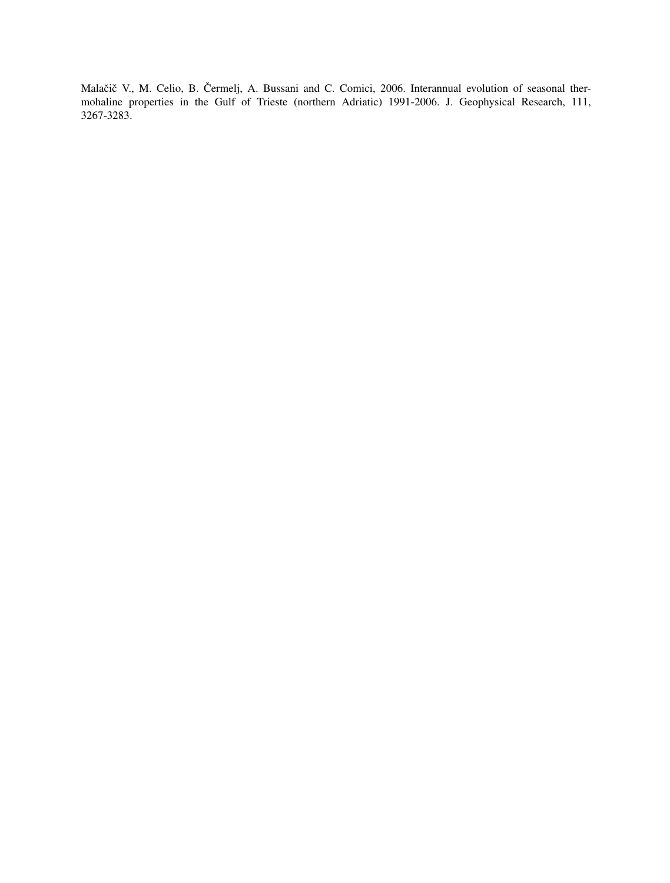Malačič V., M. Celio, B. Čermelj, A. Bussani and C. Comici, 2006. Interannual evolution of seasonal thermohaline properties in the Gulf of Trieste (northern Adriatic) 1991-2006. J. Geophysical Research, 111, 3267-3283.